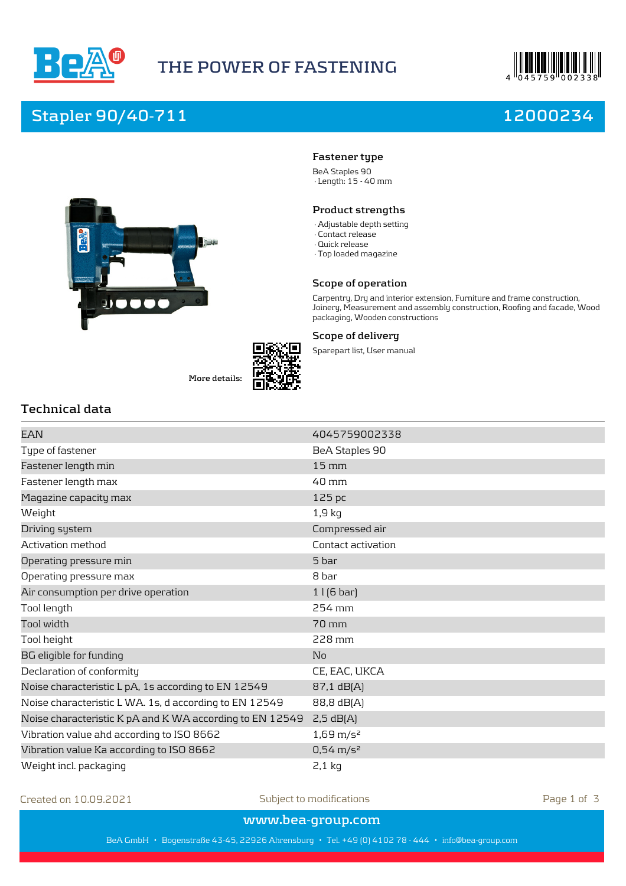THE POWER OF FASTENING

# Stapler 90/40-711 12000234

### Fastener type

BeA Staples 90
· Length: 15 - 40 mm

### Product strengths

· Adjustable depth setting
· Contact release
· Quick release
· Top loaded magazine

### Scope of operation

Carpentry, Dry and interior extension, Furniture and frame construction, Joinery, Measurement and assembly construction, Roofing and facade, Wood packaging, Wooden constructions

### Scope of delivery

Sparepart list, User manual

**More details:**

## Technical data

| | |
|---|---|
| EAN | 4045759002338 |
| Type of fastener | BeA Staples 90 |
| Fastener length min | 15 mm |
| Fastener length max | 40 mm |
| Magazine capacity max | 125 pc |
| Weight | 1,9 kg |
| Driving system | Compressed air |
| Activation method | Contact activation |
| Operating pressure min | 5 bar |
| Operating pressure max | 8 bar |
| Air consumption per drive operation | 1 l (6 bar) |
| Tool length | 254 mm |
| Tool width | 70 mm |
| Tool height | 228 mm |
| BG eligible for funding | No |
| Declaration of conformity | CE, EAC, UKCA |
| Noise characteristic L pA, 1s according to EN 12549 | 87,1 dB(A) |
| Noise characteristic L WA. 1s, d according to EN 12549 | 88,8 dB(A) |
| Noise characteristic K pA and K WA according to EN 12549 | 2,5 dB(A) |
| Vibration value ahd according to ISO 8662 | 1,69 m/s² |
| Vibration value Ka according to ISO 8662 | 0,54 m/s² |
| Weight incl. packaging | 2,1 kg |

Created on 10.09.2021 — Subject to modifications

www.bea-group.com

BeA GmbH • Bogenstraße 43-45, 22926 Ahrensburg • Tel. +49 (0) 4102 78 - 444 • info@bea-group.com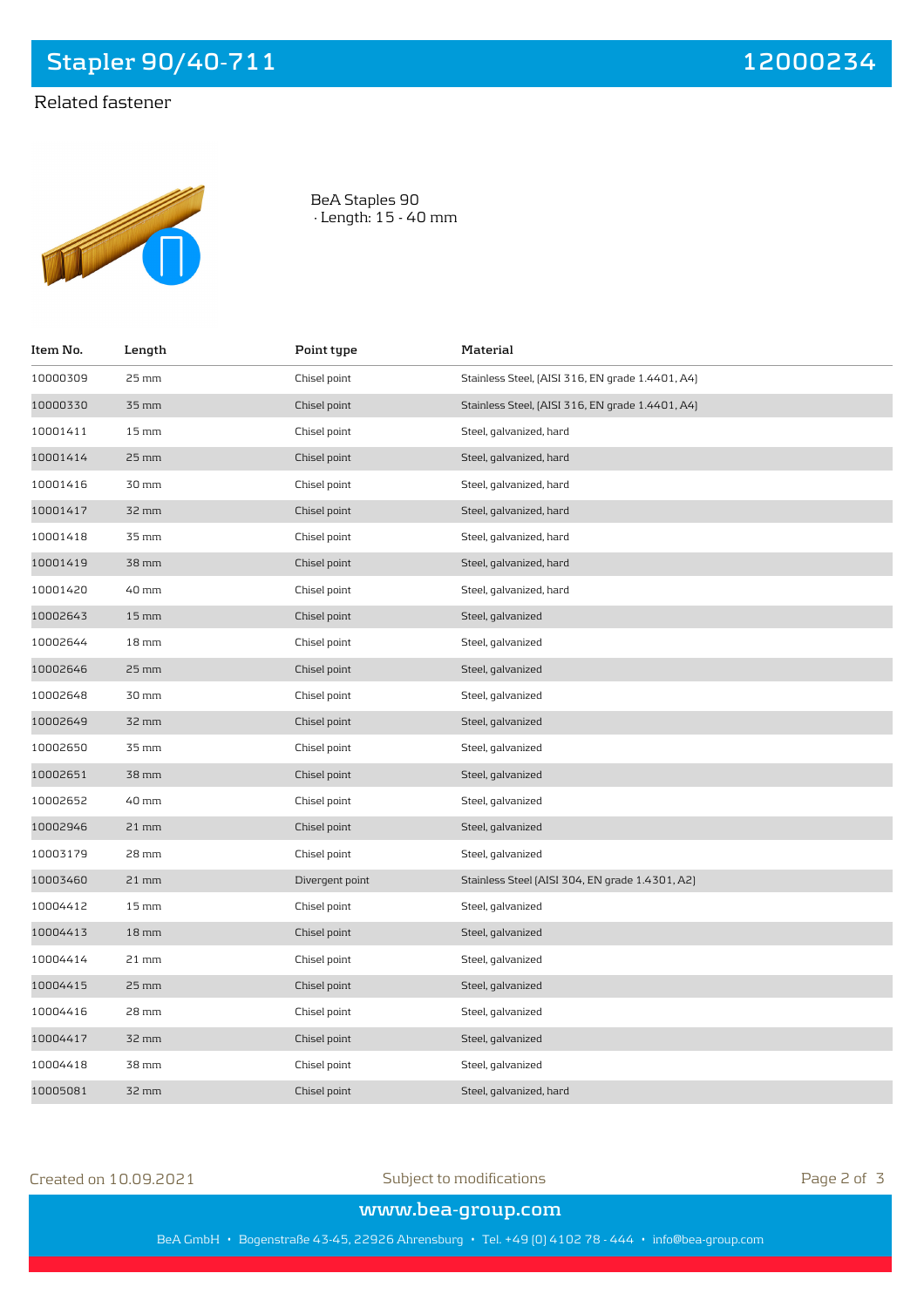## Related fastener

BeA Staples 90
· Length: 15 - 40 mm

| Item No. | Length | Point type | Material |
|---|---|---|---|
| 10000309 | 25 mm | Chisel point | Stainless Steel, (AISI 316, EN grade 1.4401, A4) |
| 10000330 | 35 mm | Chisel point | Stainless Steel, (AISI 316, EN grade 1.4401, A4) |
| 10001411 | 15 mm | Chisel point | Steel, galvanized, hard |
| 10001414 | 25 mm | Chisel point | Steel, galvanized, hard |
| 10001416 | 30 mm | Chisel point | Steel, galvanized, hard |
| 10001417 | 32 mm | Chisel point | Steel, galvanized, hard |
| 10001418 | 35 mm | Chisel point | Steel, galvanized, hard |
| 10001419 | 38 mm | Chisel point | Steel, galvanized, hard |
| 10001420 | 40 mm | Chisel point | Steel, galvanized, hard |
| 10002643 | 15 mm | Chisel point | Steel, galvanized |
| 10002644 | 18 mm | Chisel point | Steel, galvanized |
| 10002646 | 25 mm | Chisel point | Steel, galvanized |
| 10002648 | 30 mm | Chisel point | Steel, galvanized |
| 10002649 | 32 mm | Chisel point | Steel, galvanized |
| 10002650 | 35 mm | Chisel point | Steel, galvanized |
| 10002651 | 38 mm | Chisel point | Steel, galvanized |
| 10002652 | 40 mm | Chisel point | Steel, galvanized |
| 10002946 | 21 mm | Chisel point | Steel, galvanized |
| 10003179 | 28 mm | Chisel point | Steel, galvanized |
| 10003460 | 21 mm | Divergent point | Stainless Steel (AISI 304, EN grade 1.4301, A2) |
| 10004412 | 15 mm | Chisel point | Steel, galvanized |
| 10004413 | 18 mm | Chisel point | Steel, galvanized |
| 10004414 | 21 mm | Chisel point | Steel, galvanized |
| 10004415 | 25 mm | Chisel point | Steel, galvanized |
| 10004416 | 28 mm | Chisel point | Steel, galvanized |
| 10004417 | 32 mm | Chisel point | Steel, galvanized |
| 10004418 | 38 mm | Chisel point | Steel, galvanized |
| 10005081 | 32 mm | Chisel point | Steel, galvanized, hard |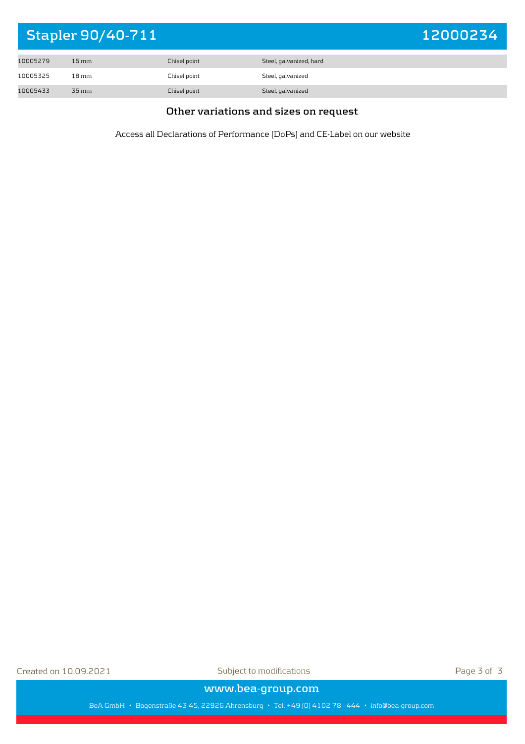| | | | |
|---|---|---|---|
| 10005279 | 16 mm | Chisel point | Steel, galvanized, hard |
| 10005325 | 18 mm | Chisel point | Steel, galvanized |
| 10005433 | 35 mm | Chisel point | Steel, galvanized |

**Other variations and sizes on request**

Access all Declarations of Performance (DoPs) and CE-Label on our website